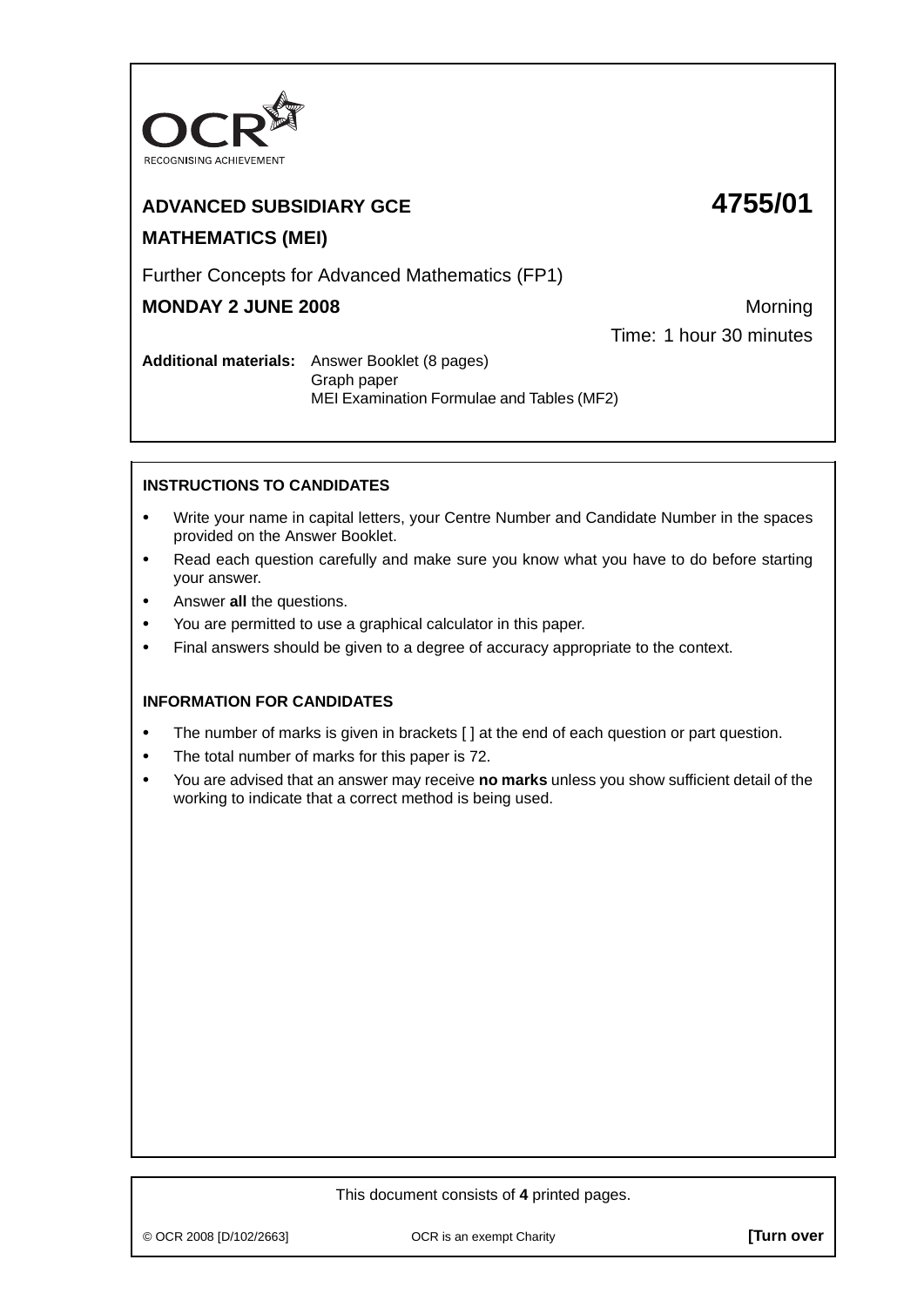OCR
RECOGNISING ACHIEVEMENT

**ADVANCED SUBSIDIARY GCE** **4755/01**

**MATHEMATICS (MEI)**

Further Concepts for Advanced Mathematics (FP1)

**MONDAY 2 JUNE 2008** Morning

Time: 1 hour 30 minutes

**Additional materials:** Answer Booklet (8 pages)
Graph paper
MEI Examination Formulae and Tables (MF2)

**INSTRUCTIONS TO CANDIDATES**

- Write your name in capital letters, your Centre Number and Candidate Number in the spaces provided on the Answer Booklet.
- Read each question carefully and make sure you know what you have to do before starting your answer.
- Answer **all** the questions.
- You are permitted to use a graphical calculator in this paper.
- Final answers should be given to a degree of accuracy appropriate to the context.

**INFORMATION FOR CANDIDATES**

- The number of marks is given in brackets [ ] at the end of each question or part question.
- The total number of marks for this paper is 72.
- You are advised that an answer may receive **no marks** unless you show sufficient detail of the working to indicate that a correct method is being used.

This document consists of **4** printed pages.

© OCR 2008 [D/102/2663] OCR is an exempt Charity **[Turn over**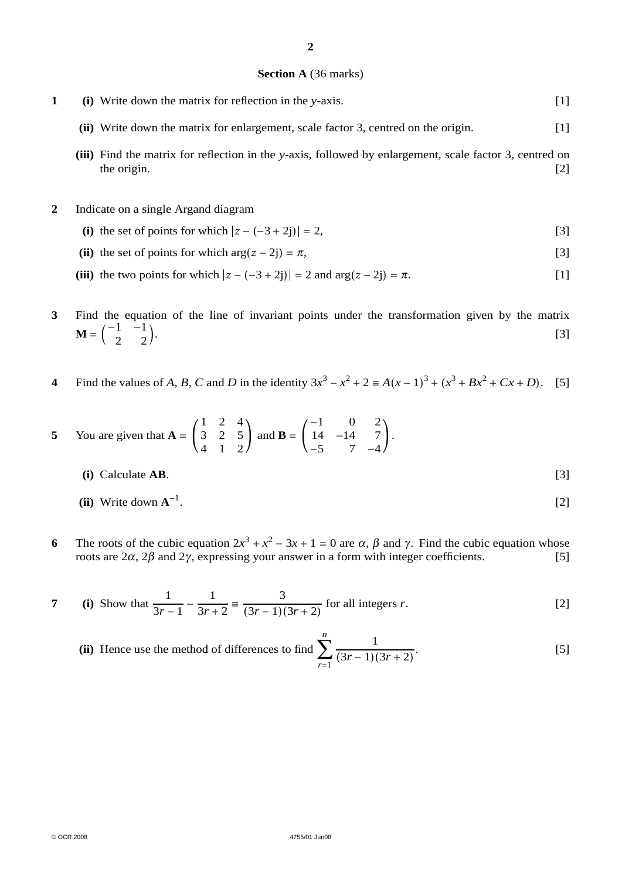**Section A** (36 marks)

**1** **(i)** Write down the matrix for reflection in the $y$-axis. [1]

**(ii)** Write down the matrix for enlargement, scale factor 3, centred on the origin. [1]

**(iii)** Find the matrix for reflection in the $y$-axis, followed by enlargement, scale factor 3, centred on the origin. [2]

**2** Indicate on a single Argand diagram

**(i)** the set of points for which $|z - (-3 + 2\text{j})| = 2$, [3]

**(ii)** the set of points for which $\arg(z - 2\text{j}) = \pi$, [3]

**(iii)** the two points for which $|z - (-3 + 2\text{j})| = 2$ and $\arg(z - 2\text{j}) = \pi$. [1]

**3** Find the equation of the line of invariant points under the transformation given by the matrix $\mathbf{M} = \begin{pmatrix} -1 & -1 \\ 2 & 2 \end{pmatrix}$. [3]

**4** Find the values of $A$, $B$, $C$ and $D$ in the identity $3x^3 - x^2 + 2 \equiv A(x-1)^3 + (x^3 + Bx^2 + Cx + D)$. [5]

**5** You are given that $\mathbf{A} = \begin{pmatrix} 1 & 2 & 4 \\ 3 & 2 & 5 \\ 4 & 1 & 2 \end{pmatrix}$ and $\mathbf{B} = \begin{pmatrix} -1 & 0 & 2 \\ 14 & -14 & 7 \\ -5 & 7 & -4 \end{pmatrix}$.

**(i)** Calculate $\mathbf{AB}$. [3]

**(ii)** Write down $\mathbf{A}^{-1}$. [2]

**6** The roots of the cubic equation $2x^3 + x^2 - 3x + 1 = 0$ are $\alpha$, $\beta$ and $\gamma$. Find the cubic equation whose roots are $2\alpha$, $2\beta$ and $2\gamma$, expressing your answer in a form with integer coefficients. [5]

**7** **(i)** Show that $\dfrac{1}{3r-1} - \dfrac{1}{3r+2} \equiv \dfrac{3}{(3r-1)(3r+2)}$ for all integers $r$. [2]

**(ii)** Hence use the method of differences to find $\displaystyle\sum_{r=1}^{n} \frac{1}{(3r-1)(3r+2)}$. [5]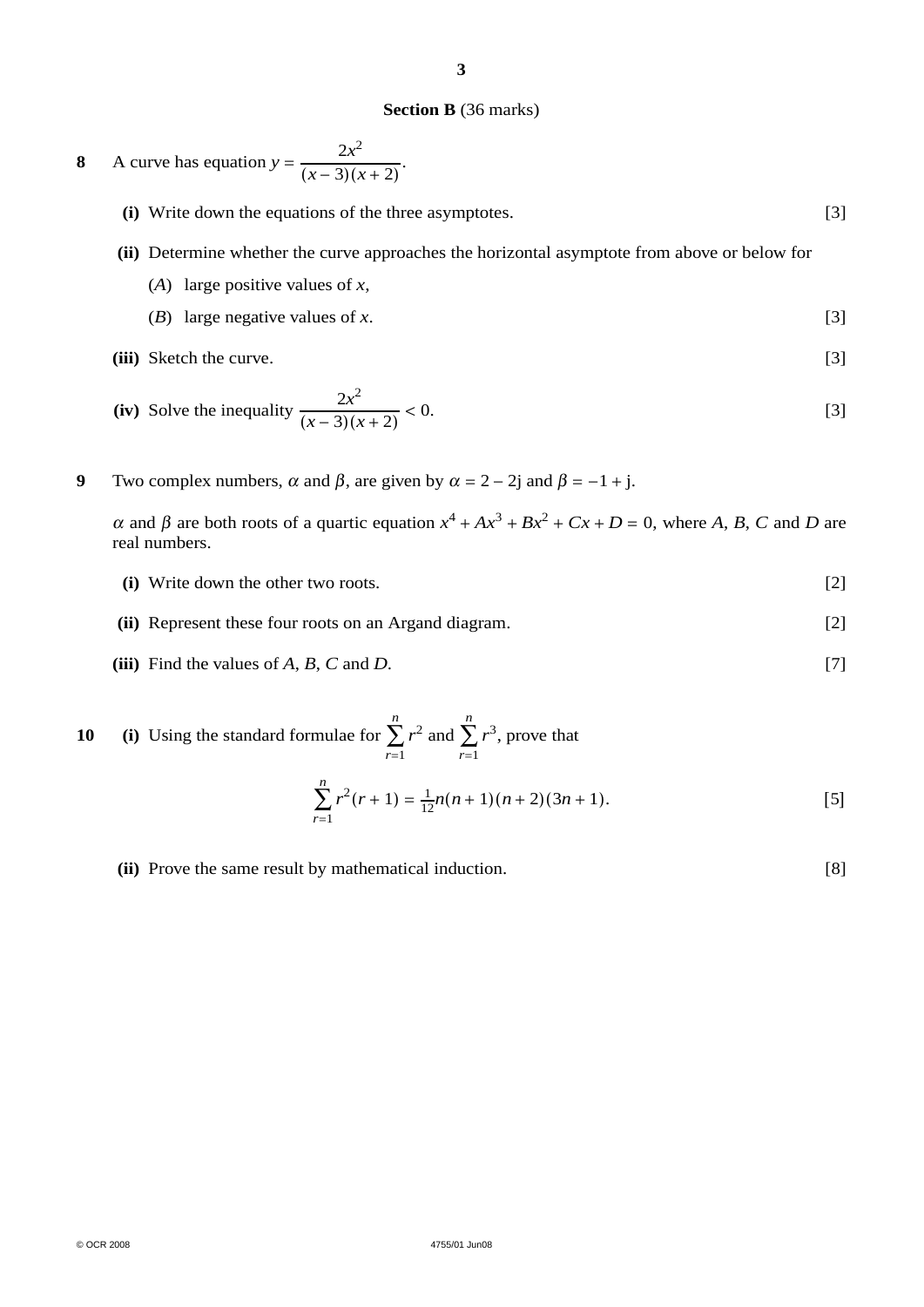**Section B** (36 marks)

**8** A curve has equation $y = \dfrac{2x^2}{(x-3)(x+2)}$.

**(i)** Write down the equations of the three asymptotes. [3]

**(ii)** Determine whether the curve approaches the horizontal asymptote from above or below for

($A$) large positive values of $x$,

($B$) large negative values of $x$. [3]

**(iii)** Sketch the curve. [3]

**(iv)** Solve the inequality $\dfrac{2x^2}{(x-3)(x+2)} < 0$. [3]

**9** Two complex numbers, $\alpha$ and $\beta$, are given by $\alpha = 2 - 2\text{j}$ and $\beta = -1 + \text{j}$.

$\alpha$ and $\beta$ are both roots of a quartic equation $x^4 + Ax^3 + Bx^2 + Cx + D = 0$, where $A$, $B$, $C$ and $D$ are real numbers.

**(i)** Write down the other two roots. [2]

**(ii)** Represent these four roots on an Argand diagram. [2]

**(iii)** Find the values of $A$, $B$, $C$ and $D$. [7]

**10** **(i)** Using the standard formulae for $\sum_{r=1}^{n} r^2$ and $\sum_{r=1}^{n} r^3$, prove that

$$\sum_{r=1}^{n} r^2(r+1) = \tfrac{1}{12}n(n+1)(n+2)(3n+1). \qquad [5]$$

**(ii)** Prove the same result by mathematical induction. [8]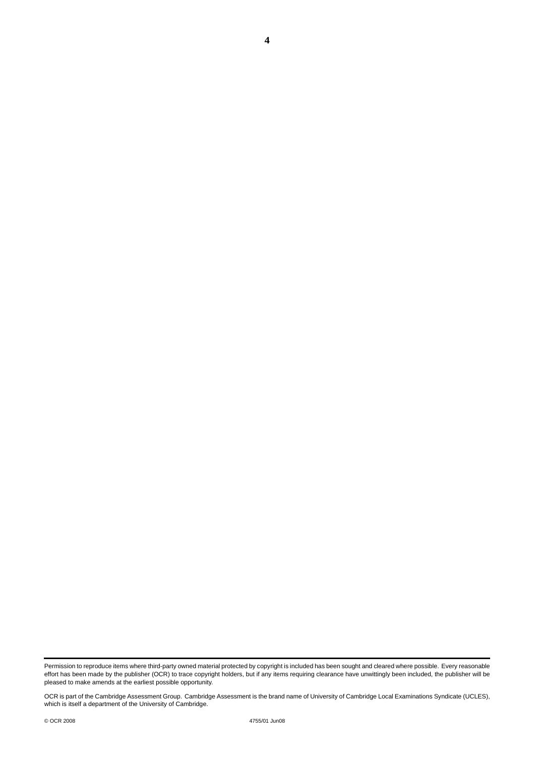Permission to reproduce items where third-party owned material protected by copyright is included has been sought and cleared where possible. Every reasonable effort has been made by the publisher (OCR) to trace copyright holders, but if any items requiring clearance have unwittingly been included, the publisher will be pleased to make amends at the earliest possible opportunity.

OCR is part of the Cambridge Assessment Group. Cambridge Assessment is the brand name of University of Cambridge Local Examinations Syndicate (UCLES), which is itself a department of the University of Cambridge.